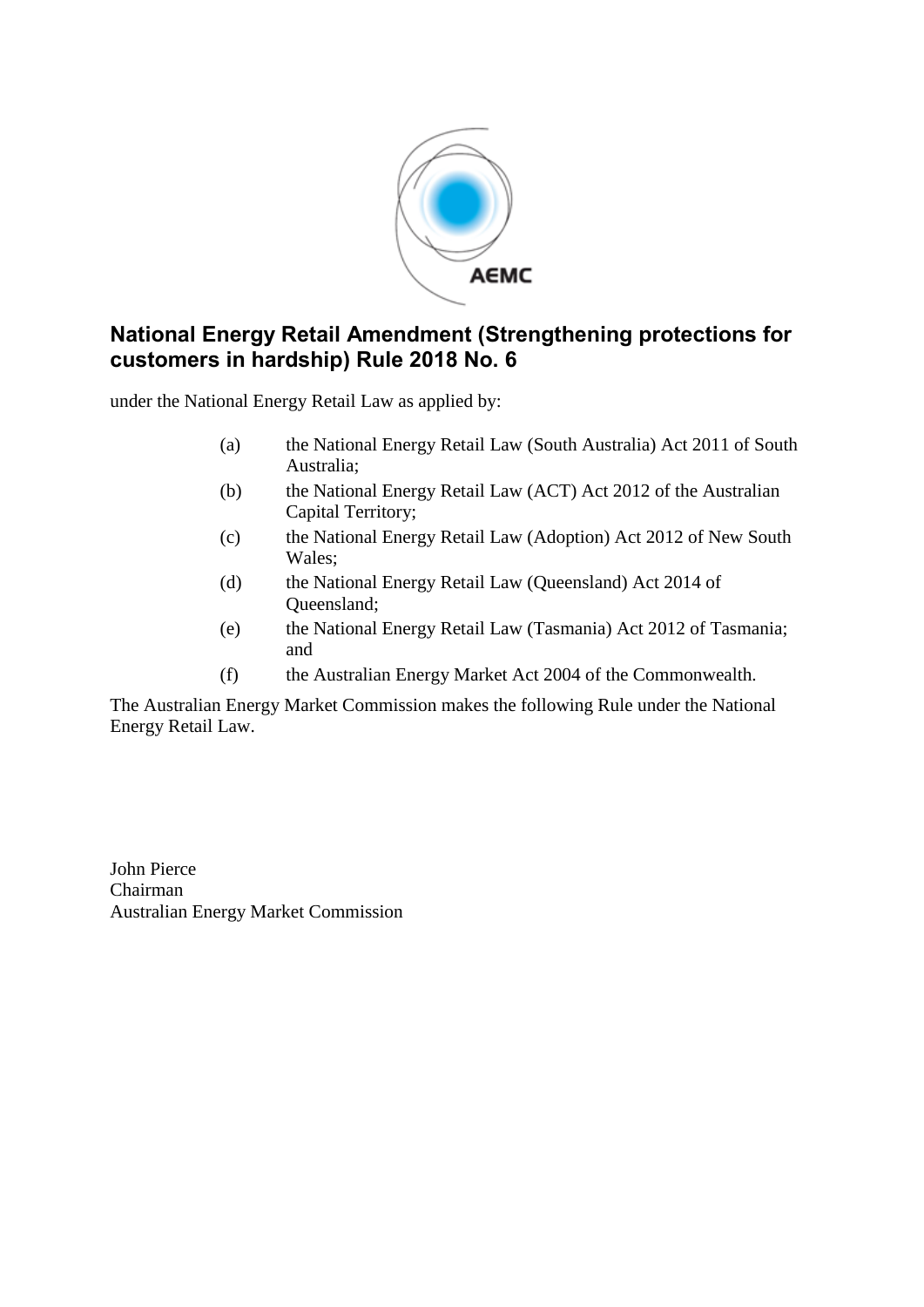# National Energy Retail Amendment (Strengthening protections for customers in hardship) Rule 2018 No. 6

under the National Energy Retail Law as applied by:

(a) the National Energy Retail Law (South Australia) Act 2011 of South Australia;

(b) the National Energy Retail Law (ACT) Act 2012 of the Australian Capital Territory;

(c) the National Energy Retail Law (Adoption) Act 2012 of New South Wales;

(d) the National Energy Retail Law (Queensland) Act 2014 of Queensland;

(e) the National Energy Retail Law (Tasmania) Act 2012 of Tasmania; and

(f) the Australian Energy Market Act 2004 of the Commonwealth.

The Australian Energy Market Commission makes the following Rule under the National Energy Retail Law.

John Pierce
Chairman
Australian Energy Market Commission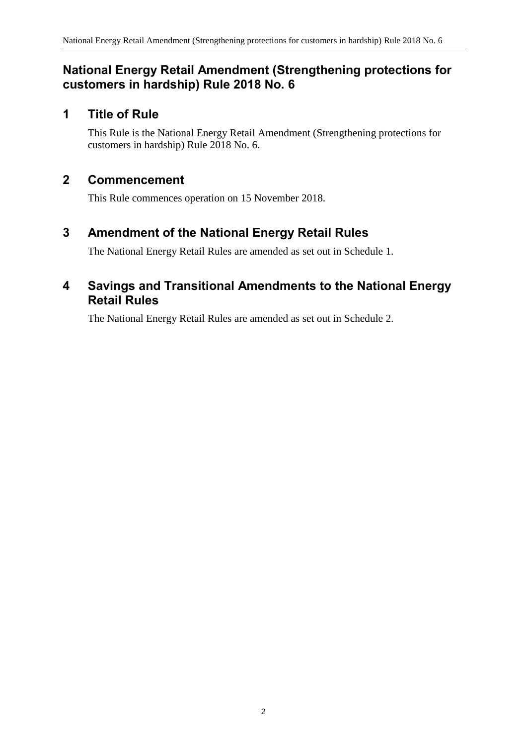# National Energy Retail Amendment (Strengthening protections for customers in hardship) Rule 2018 No. 6

## 1 Title of Rule

This Rule is the National Energy Retail Amendment (Strengthening protections for customers in hardship) Rule 2018 No. 6.

## 2 Commencement

This Rule commences operation on 15 November 2018.

## 3 Amendment of the National Energy Retail Rules

The National Energy Retail Rules are amended as set out in Schedule 1.

## 4 Savings and Transitional Amendments to the National Energy Retail Rules

The National Energy Retail Rules are amended as set out in Schedule 2.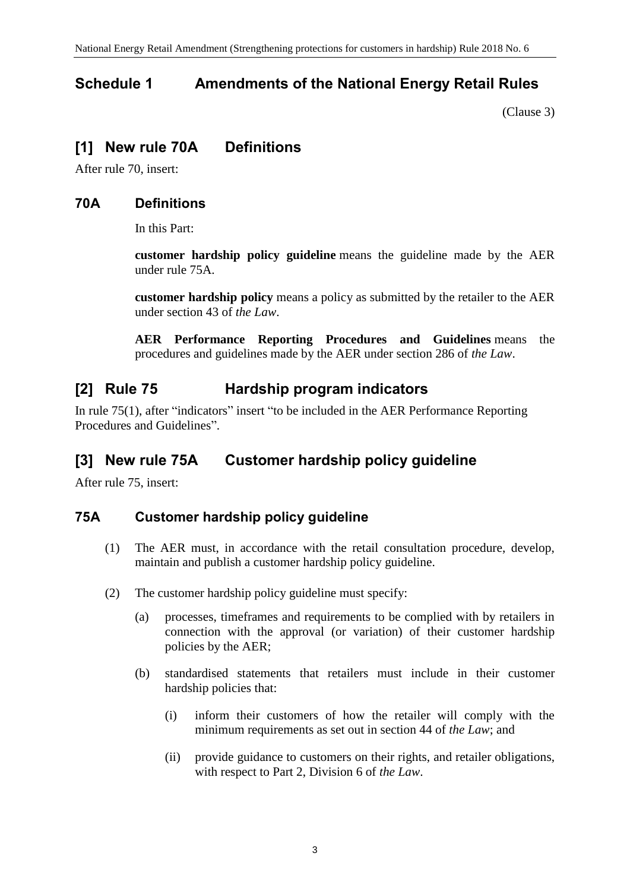## Schedule 1 Amendments of the National Energy Retail Rules

(Clause 3)

## [1] New rule 70A Definitions

After rule 70, insert:

### 70A Definitions

In this Part:

**customer hardship policy guideline** means the guideline made by the AER under rule 75A.

**customer hardship policy** means a policy as submitted by the retailer to the AER under section 43 of *the Law*.

**AER Performance Reporting Procedures and Guidelines** means the procedures and guidelines made by the AER under section 286 of *the Law*.

## [2] Rule 75 Hardship program indicators

In rule 75(1), after "indicators" insert "to be included in the AER Performance Reporting Procedures and Guidelines".

## [3] New rule 75A Customer hardship policy guideline

After rule 75, insert:

### 75A Customer hardship policy guideline

(1) The AER must, in accordance with the retail consultation procedure, develop, maintain and publish a customer hardship policy guideline.

(2) The customer hardship policy guideline must specify:

(a) processes, timeframes and requirements to be complied with by retailers in connection with the approval (or variation) of their customer hardship policies by the AER;

(b) standardised statements that retailers must include in their customer hardship policies that:

(i) inform their customers of how the retailer will comply with the minimum requirements as set out in section 44 of *the Law*; and

(ii) provide guidance to customers on their rights, and retailer obligations, with respect to Part 2, Division 6 of *the Law*.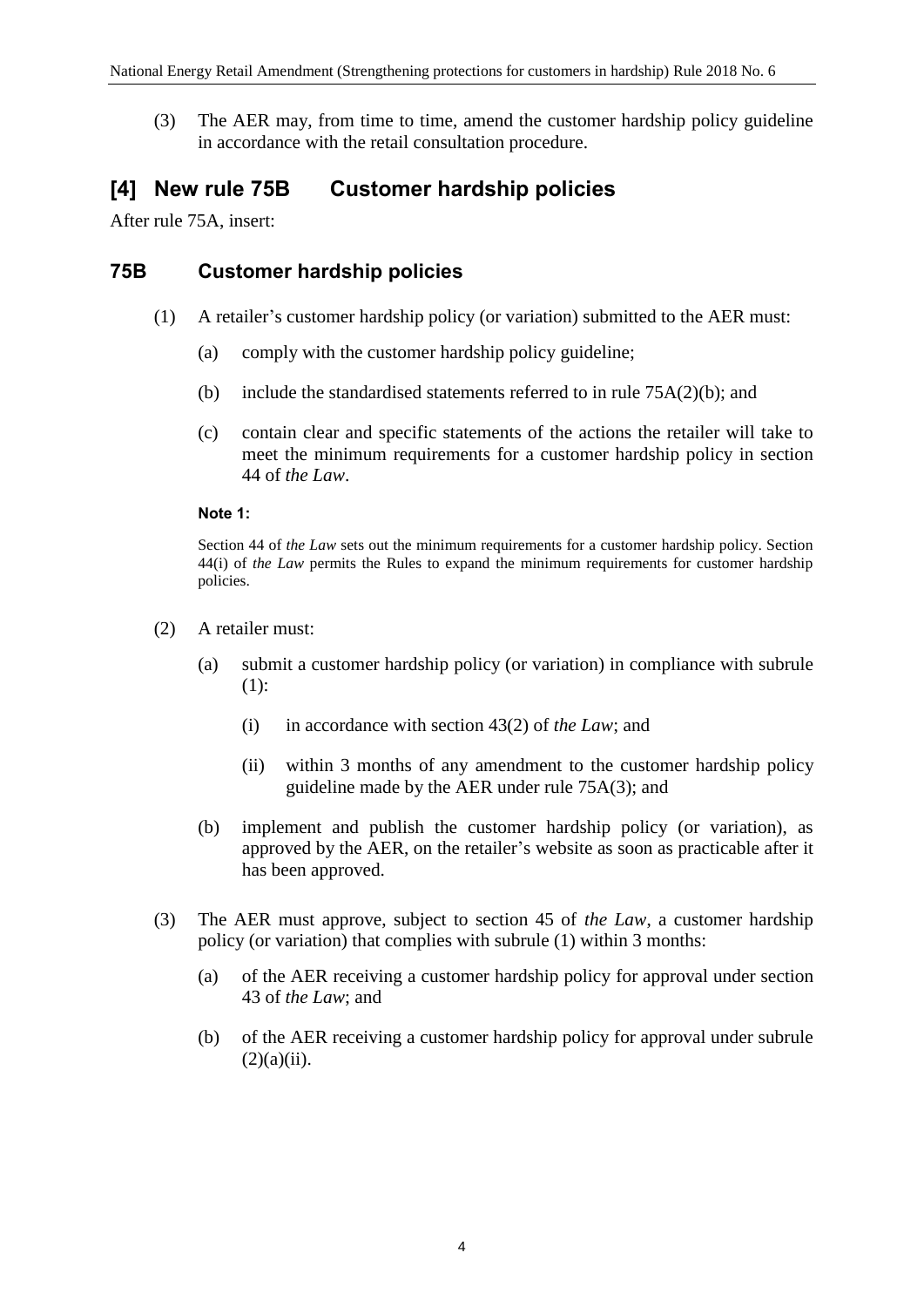(3) The AER may, from time to time, amend the customer hardship policy guideline in accordance with the retail consultation procedure.

## [4] New rule 75B Customer hardship policies

After rule 75A, insert:

### 75B Customer hardship policies

(1) A retailer's customer hardship policy (or variation) submitted to the AER must:

(a) comply with the customer hardship policy guideline;

(b) include the standardised statements referred to in rule 75A(2)(b); and

(c) contain clear and specific statements of the actions the retailer will take to meet the minimum requirements for a customer hardship policy in section 44 of *the Law*.

**Note 1:**

Section 44 of *the Law* sets out the minimum requirements for a customer hardship policy. Section 44(i) of *the Law* permits the Rules to expand the minimum requirements for customer hardship policies.

(2) A retailer must:

(a) submit a customer hardship policy (or variation) in compliance with subrule (1):

(i) in accordance with section 43(2) of *the Law*; and

(ii) within 3 months of any amendment to the customer hardship policy guideline made by the AER under rule 75A(3); and

(b) implement and publish the customer hardship policy (or variation), as approved by the AER, on the retailer's website as soon as practicable after it has been approved.

(3) The AER must approve, subject to section 45 of *the Law*, a customer hardship policy (or variation) that complies with subrule (1) within 3 months:

(a) of the AER receiving a customer hardship policy for approval under section 43 of *the Law*; and

(b) of the AER receiving a customer hardship policy for approval under subrule (2)(a)(ii).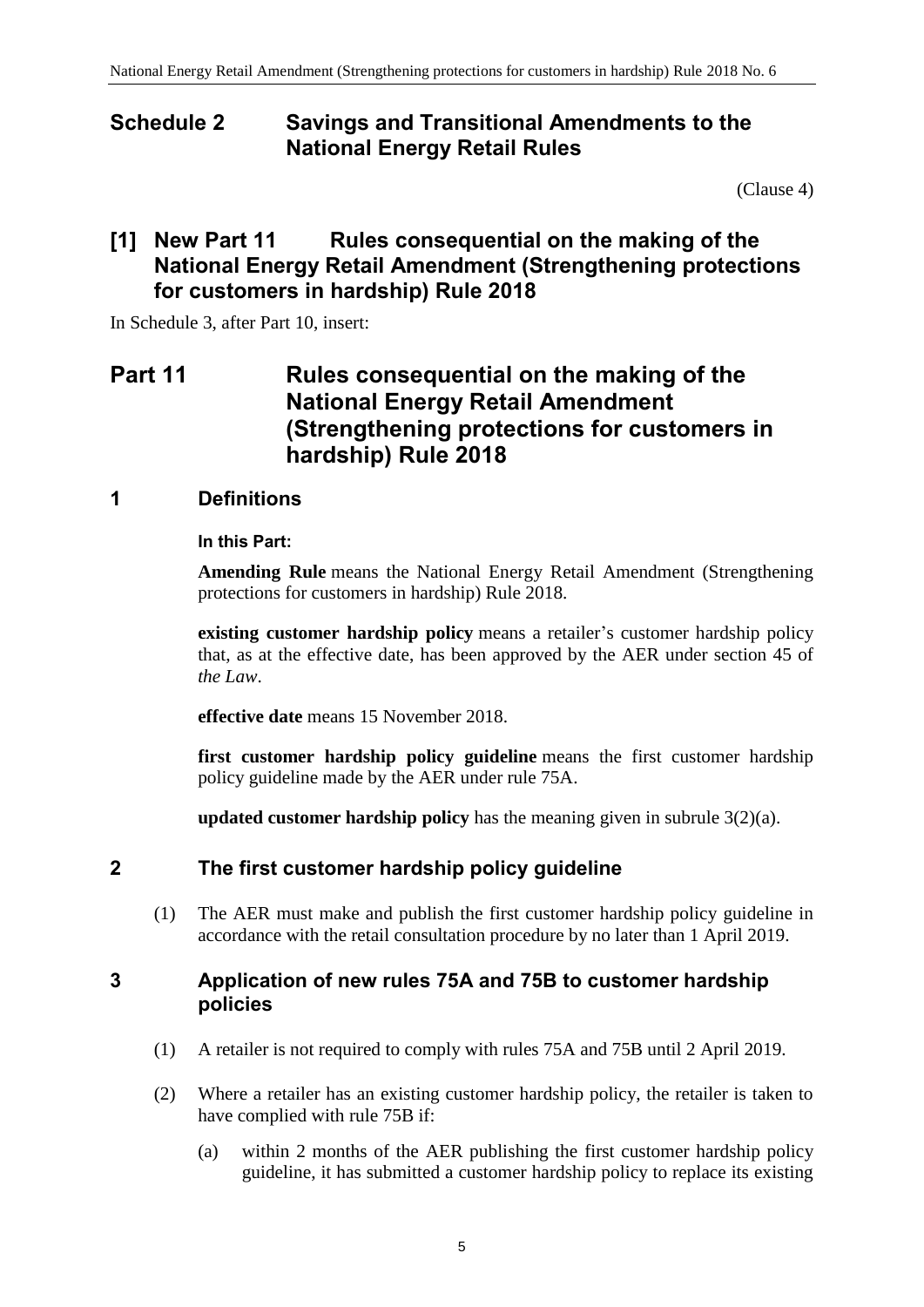# Schedule 2 Savings and Transitional Amendments to the National Energy Retail Rules

(Clause 4)

## [1] New Part 11 Rules consequential on the making of the National Energy Retail Amendment (Strengthening protections for customers in hardship) Rule 2018

In Schedule 3, after Part 10, insert:

## Part 11 Rules consequential on the making of the National Energy Retail Amendment (Strengthening protections for customers in hardship) Rule 2018

### 1 Definitions

**In this Part:**

**Amending Rule** means the National Energy Retail Amendment (Strengthening protections for customers in hardship) Rule 2018.

**existing customer hardship policy** means a retailer's customer hardship policy that, as at the effective date, has been approved by the AER under section 45 of *the Law*.

**effective date** means 15 November 2018.

**first customer hardship policy guideline** means the first customer hardship policy guideline made by the AER under rule 75A.

**updated customer hardship policy** has the meaning given in subrule 3(2)(a).

### 2 The first customer hardship policy guideline

(1) The AER must make and publish the first customer hardship policy guideline in accordance with the retail consultation procedure by no later than 1 April 2019.

### 3 Application of new rules 75A and 75B to customer hardship policies

(1) A retailer is not required to comply with rules 75A and 75B until 2 April 2019.

(2) Where a retailer has an existing customer hardship policy, the retailer is taken to have complied with rule 75B if:

(a) within 2 months of the AER publishing the first customer hardship policy guideline, it has submitted a customer hardship policy to replace its existing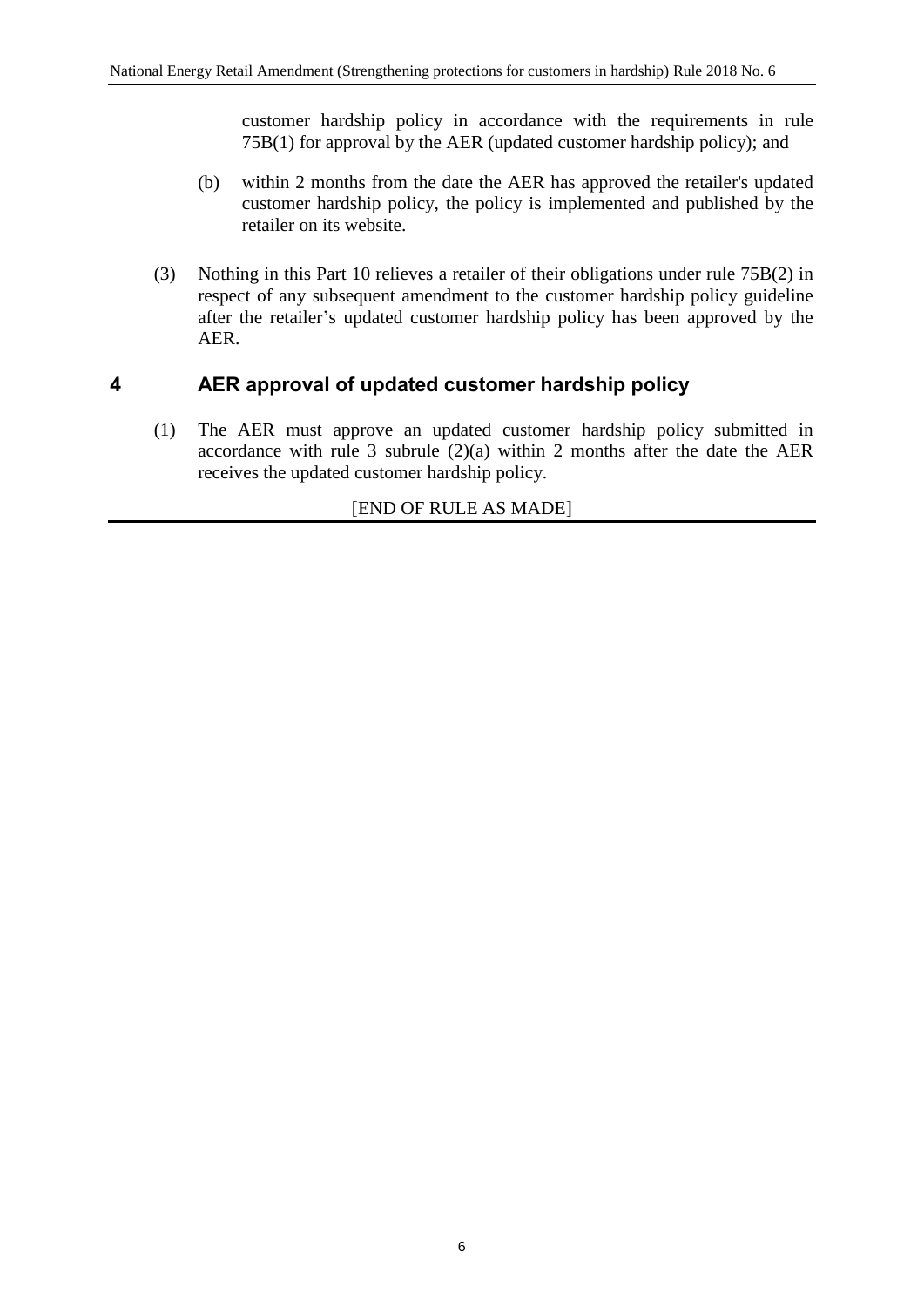customer hardship policy in accordance with the requirements in rule 75B(1) for approval by the AER (updated customer hardship policy); and

(b) within 2 months from the date the AER has approved the retailer's updated customer hardship policy, the policy is implemented and published by the retailer on its website.

(3) Nothing in this Part 10 relieves a retailer of their obligations under rule 75B(2) in respect of any subsequent amendment to the customer hardship policy guideline after the retailer's updated customer hardship policy has been approved by the AER.

## 4 AER approval of updated customer hardship policy

(1) The AER must approve an updated customer hardship policy submitted in accordance with rule 3 subrule (2)(a) within 2 months after the date the AER receives the updated customer hardship policy.

[END OF RULE AS MADE]